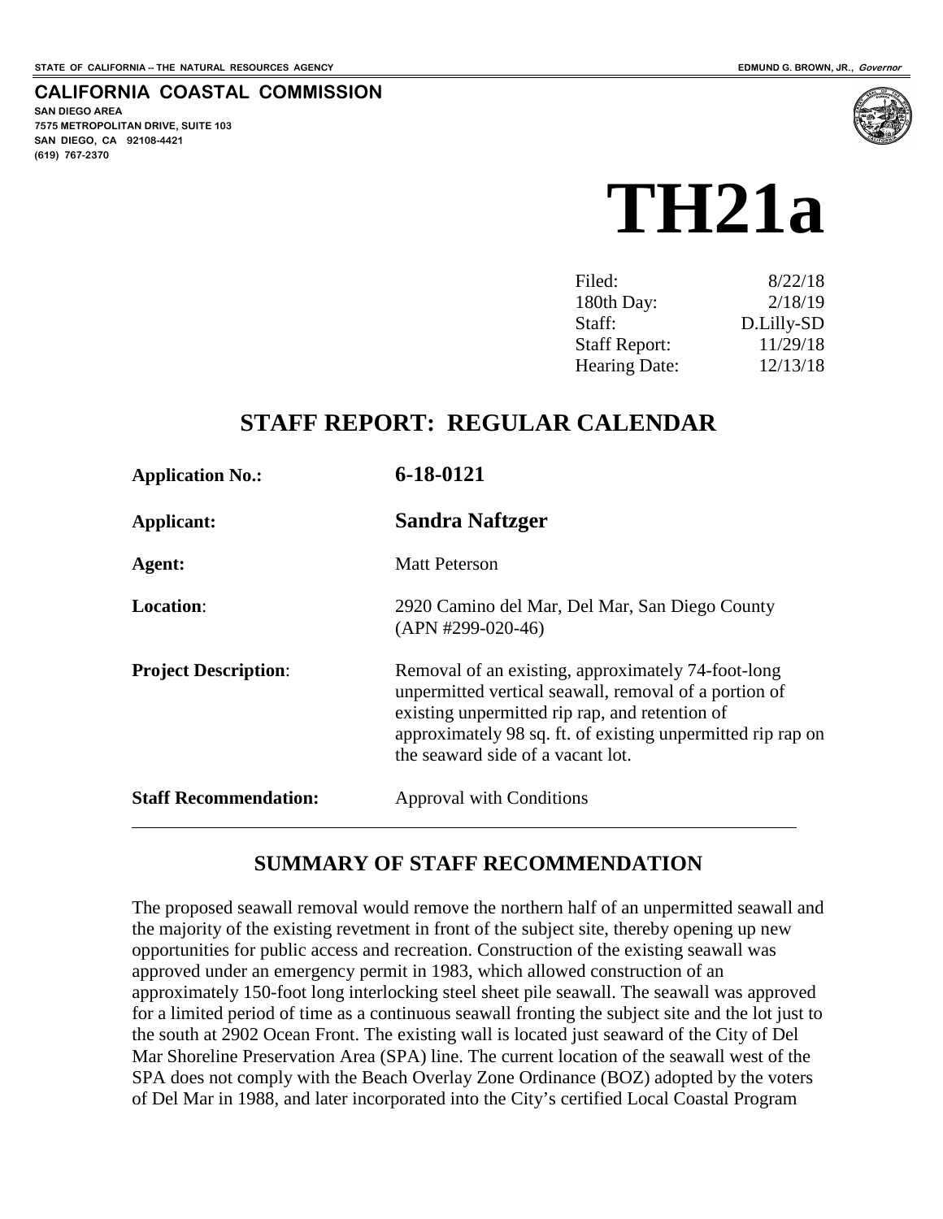STATE OF CALIFORNIA -- THE NATURAL RESOURCES AGENCY

EDMUND G. BROWN, JR., *Governor*

**CALIFORNIA COASTAL COMMISSION**
SAN DIEGO AREA
7575 METROPOLITAN DRIVE, SUITE 103
SAN DIEGO, CA 92108-4421
(619) 767-2370

# TH21a

| | |
|---|---|
| Filed: | 8/22/18 |
| 180th Day: | 2/18/19 |
| Staff: | D.Lilly-SD |
| Staff Report: | 11/29/18 |
| Hearing Date: | 12/13/18 |

## STAFF REPORT: REGULAR CALENDAR

| | |
|---|---|
| **Application No.:** | **6-18-0121** |
| **Applicant:** | **Sandra Naftzger** |
| **Agent:** | Matt Peterson |
| **Location**: | 2920 Camino del Mar, Del Mar, San Diego County (APN #299-020-46) |
| **Project Description**: | Removal of an existing, approximately 74-foot-long unpermitted vertical seawall, removal of a portion of existing unpermitted rip rap, and retention of approximately 98 sq. ft. of existing unpermitted rip rap on the seaward side of a vacant lot. |
| **Staff Recommendation:** | Approval with Conditions |

## SUMMARY OF STAFF RECOMMENDATION

The proposed seawall removal would remove the northern half of an unpermitted seawall and the majority of the existing revetment in front of the subject site, thereby opening up new opportunities for public access and recreation. Construction of the existing seawall was approved under an emergency permit in 1983, which allowed construction of an approximately 150-foot long interlocking steel sheet pile seawall. The seawall was approved for a limited period of time as a continuous seawall fronting the subject site and the lot just to the south at 2902 Ocean Front. The existing wall is located just seaward of the City of Del Mar Shoreline Preservation Area (SPA) line. The current location of the seawall west of the SPA does not comply with the Beach Overlay Zone Ordinance (BOZ) adopted by the voters of Del Mar in 1988, and later incorporated into the City's certified Local Coastal Program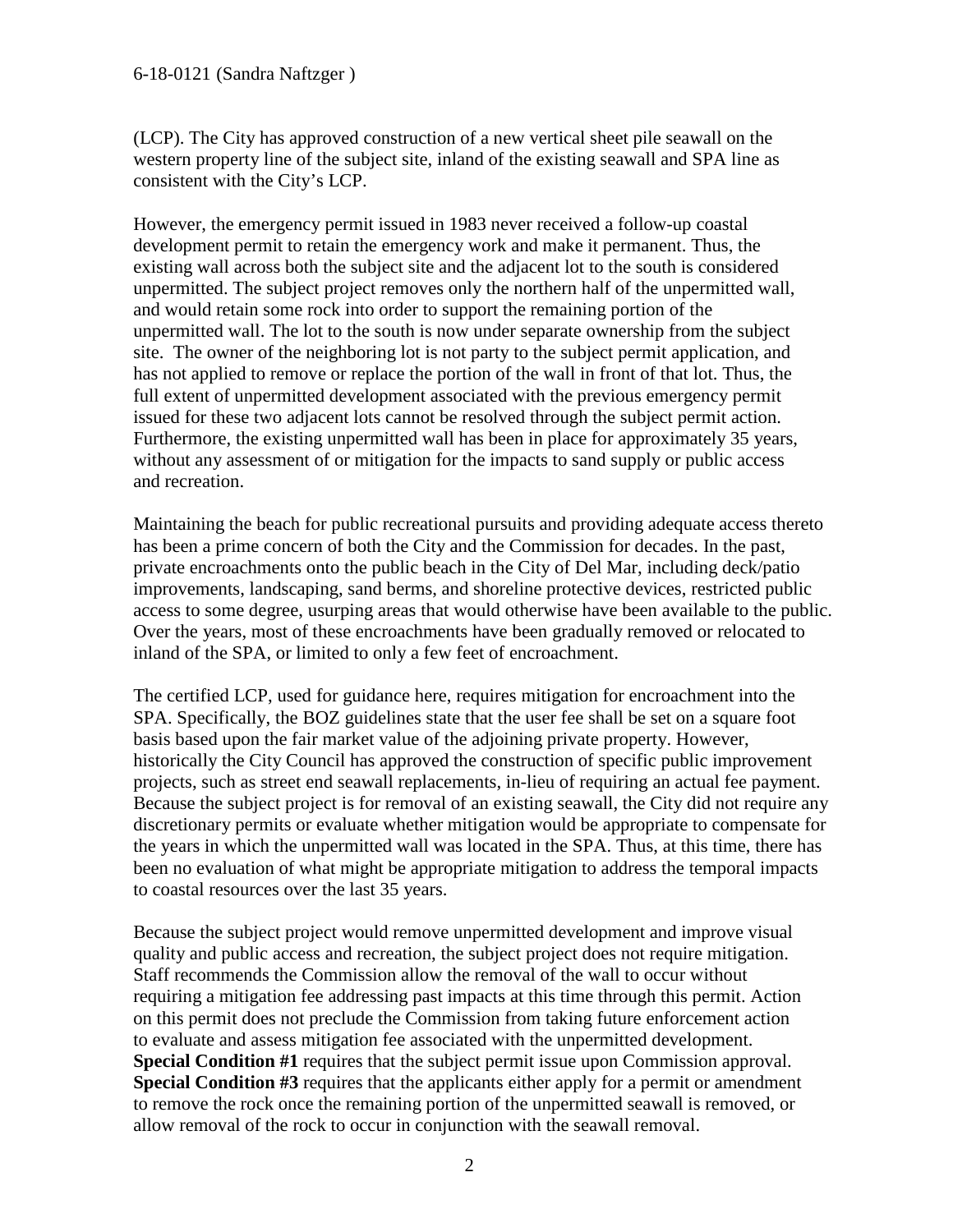(LCP). The City has approved construction of a new vertical sheet pile seawall on the western property line of the subject site, inland of the existing seawall and SPA line as consistent with the City's LCP.

However, the emergency permit issued in 1983 never received a follow-up coastal development permit to retain the emergency work and make it permanent. Thus, the existing wall across both the subject site and the adjacent lot to the south is considered unpermitted. The subject project removes only the northern half of the unpermitted wall, and would retain some rock into order to support the remaining portion of the unpermitted wall. The lot to the south is now under separate ownership from the subject site. The owner of the neighboring lot is not party to the subject permit application, and has not applied to remove or replace the portion of the wall in front of that lot. Thus, the full extent of unpermitted development associated with the previous emergency permit issued for these two adjacent lots cannot be resolved through the subject permit action. Furthermore, the existing unpermitted wall has been in place for approximately 35 years, without any assessment of or mitigation for the impacts to sand supply or public access and recreation.

Maintaining the beach for public recreational pursuits and providing adequate access thereto has been a prime concern of both the City and the Commission for decades. In the past, private encroachments onto the public beach in the City of Del Mar, including deck/patio improvements, landscaping, sand berms, and shoreline protective devices, restricted public access to some degree, usurping areas that would otherwise have been available to the public. Over the years, most of these encroachments have been gradually removed or relocated to inland of the SPA, or limited to only a few feet of encroachment.

The certified LCP, used for guidance here, requires mitigation for encroachment into the SPA. Specifically, the BOZ guidelines state that the user fee shall be set on a square foot basis based upon the fair market value of the adjoining private property. However, historically the City Council has approved the construction of specific public improvement projects, such as street end seawall replacements, in-lieu of requiring an actual fee payment. Because the subject project is for removal of an existing seawall, the City did not require any discretionary permits or evaluate whether mitigation would be appropriate to compensate for the years in which the unpermitted wall was located in the SPA. Thus, at this time, there has been no evaluation of what might be appropriate mitigation to address the temporal impacts to coastal resources over the last 35 years.

Because the subject project would remove unpermitted development and improve visual quality and public access and recreation, the subject project does not require mitigation. Staff recommends the Commission allow the removal of the wall to occur without requiring a mitigation fee addressing past impacts at this time through this permit. Action on this permit does not preclude the Commission from taking future enforcement action to evaluate and assess mitigation fee associated with the unpermitted development. **Special Condition #1** requires that the subject permit issue upon Commission approval. **Special Condition #3** requires that the applicants either apply for a permit or amendment to remove the rock once the remaining portion of the unpermitted seawall is removed, or allow removal of the rock to occur in conjunction with the seawall removal.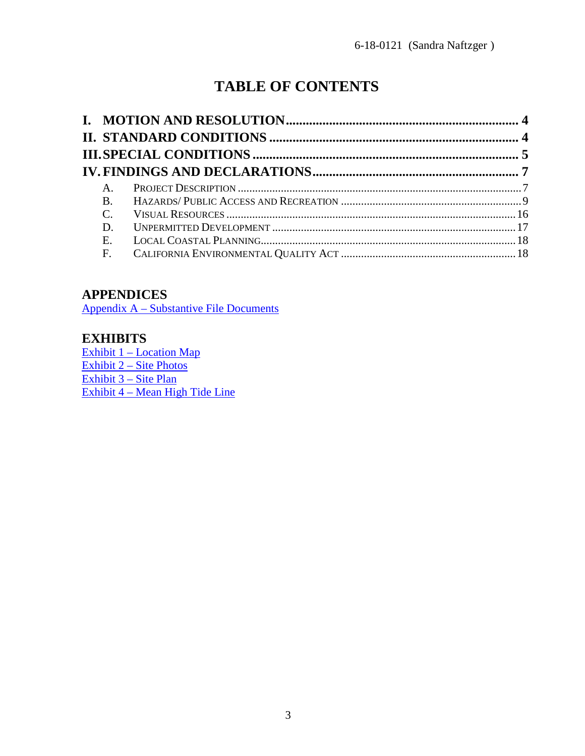# TABLE OF CONTENTS

**I. MOTION AND RESOLUTION** .......... 4
**II. STANDARD CONDITIONS** .......... 4
**III. SPECIAL CONDITIONS** .......... 5
**IV. FINDINGS AND DECLARATIONS** .......... 7

- A. PROJECT DESCRIPTION .......... 7
- B. HAZARDS/ PUBLIC ACCESS AND RECREATION .......... 9
- C. VISUAL RESOURCES .......... 16
- D. UNPERMITTED DEVELOPMENT .......... 17
- E. LOCAL COASTAL PLANNING .......... 18
- F. CALIFORNIA ENVIRONMENTAL QUALITY ACT .......... 18

## APPENDICES

Appendix A – Substantive File Documents

## EXHIBITS

Exhibit 1 – Location Map
Exhibit 2 – Site Photos
Exhibit 3 – Site Plan
Exhibit 4 – Mean High Tide Line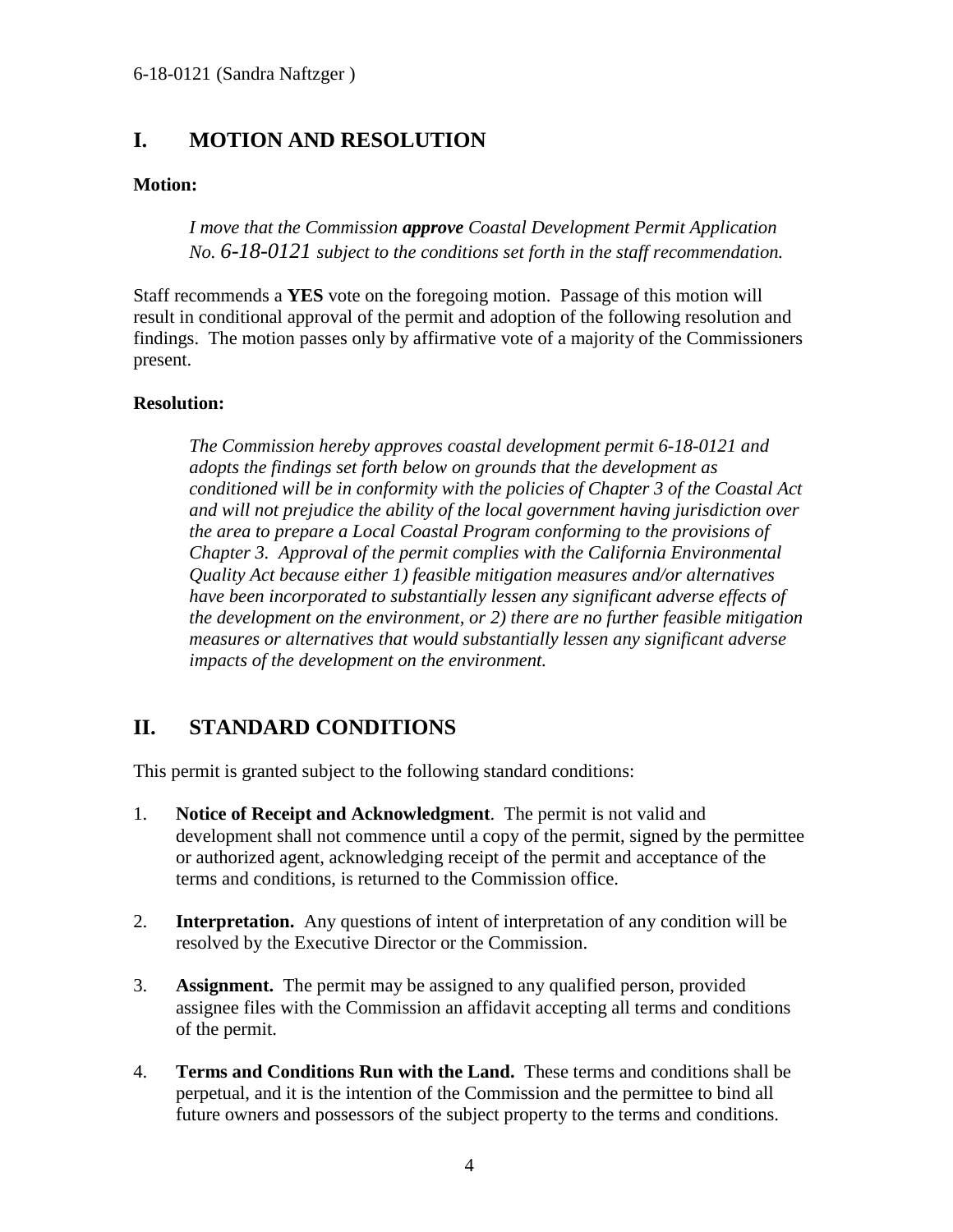## I. MOTION AND RESOLUTION

**Motion:**

> *I move that the Commission **approve** Coastal Development Permit Application No. 6-18-0121 subject to the conditions set forth in the staff recommendation.*

Staff recommends a **YES** vote on the foregoing motion. Passage of this motion will result in conditional approval of the permit and adoption of the following resolution and findings. The motion passes only by affirmative vote of a majority of the Commissioners present.

**Resolution:**

> *The Commission hereby approves coastal development permit 6-18-0121 and adopts the findings set forth below on grounds that the development as conditioned will be in conformity with the policies of Chapter 3 of the Coastal Act and will not prejudice the ability of the local government having jurisdiction over the area to prepare a Local Coastal Program conforming to the provisions of Chapter 3. Approval of the permit complies with the California Environmental Quality Act because either 1) feasible mitigation measures and/or alternatives have been incorporated to substantially lessen any significant adverse effects of the development on the environment, or 2) there are no further feasible mitigation measures or alternatives that would substantially lessen any significant adverse impacts of the development on the environment.*

## II. STANDARD CONDITIONS

This permit is granted subject to the following standard conditions:

1. **Notice of Receipt and Acknowledgment**. The permit is not valid and development shall not commence until a copy of the permit, signed by the permittee or authorized agent, acknowledging receipt of the permit and acceptance of the terms and conditions, is returned to the Commission office.

2. **Interpretation.** Any questions of intent of interpretation of any condition will be resolved by the Executive Director or the Commission.

3. **Assignment.** The permit may be assigned to any qualified person, provided assignee files with the Commission an affidavit accepting all terms and conditions of the permit.

4. **Terms and Conditions Run with the Land.** These terms and conditions shall be perpetual, and it is the intention of the Commission and the permittee to bind all future owners and possessors of the subject property to the terms and conditions.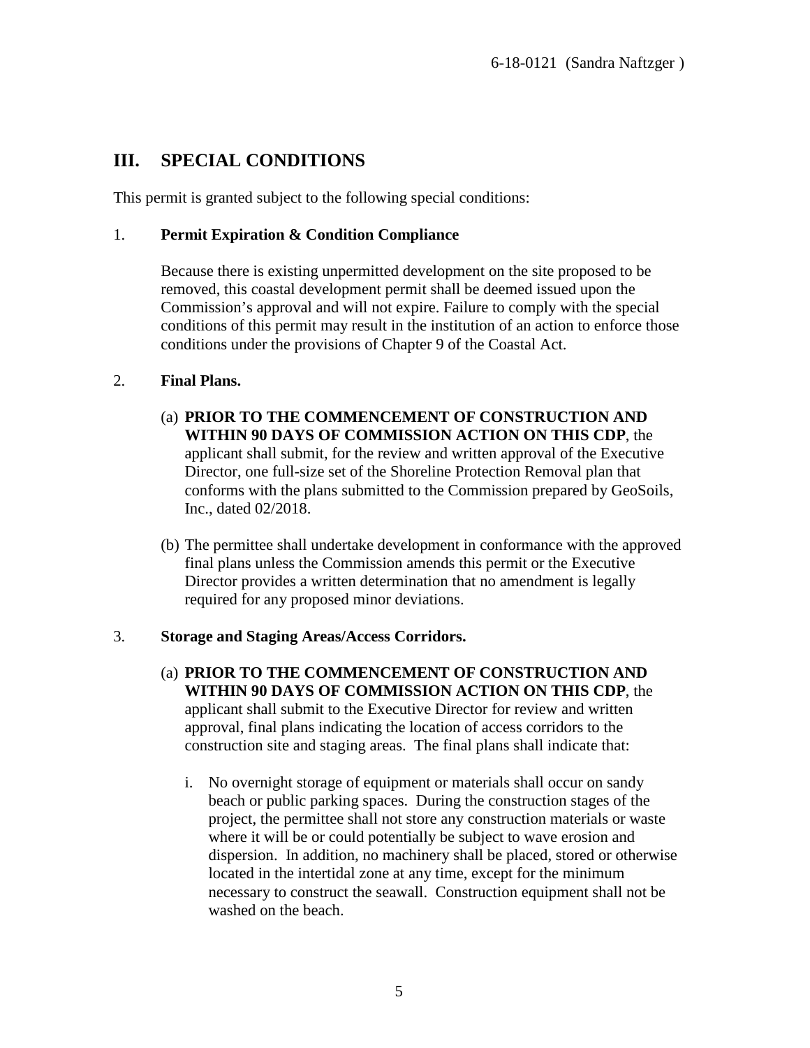## III. SPECIAL CONDITIONS

This permit is granted subject to the following special conditions:

1. **Permit Expiration & Condition Compliance**

   Because there is existing unpermitted development on the site proposed to be removed, this coastal development permit shall be deemed issued upon the Commission's approval and will not expire. Failure to comply with the special conditions of this permit may result in the institution of an action to enforce those conditions under the provisions of Chapter 9 of the Coastal Act.

2. **Final Plans.**

   (a) **PRIOR TO THE COMMENCEMENT OF CONSTRUCTION AND WITHIN 90 DAYS OF COMMISSION ACTION ON THIS CDP**, the applicant shall submit, for the review and written approval of the Executive Director, one full-size set of the Shoreline Protection Removal plan that conforms with the plans submitted to the Commission prepared by GeoSoils, Inc., dated 02/2018.

   (b) The permittee shall undertake development in conformance with the approved final plans unless the Commission amends this permit or the Executive Director provides a written determination that no amendment is legally required for any proposed minor deviations.

3. **Storage and Staging Areas/Access Corridors.**

   (a) **PRIOR TO THE COMMENCEMENT OF CONSTRUCTION AND WITHIN 90 DAYS OF COMMISSION ACTION ON THIS CDP**, the applicant shall submit to the Executive Director for review and written approval, final plans indicating the location of access corridors to the construction site and staging areas. The final plans shall indicate that:

      i. No overnight storage of equipment or materials shall occur on sandy beach or public parking spaces. During the construction stages of the project, the permittee shall not store any construction materials or waste where it will be or could potentially be subject to wave erosion and dispersion. In addition, no machinery shall be placed, stored or otherwise located in the intertidal zone at any time, except for the minimum necessary to construct the seawall. Construction equipment shall not be washed on the beach.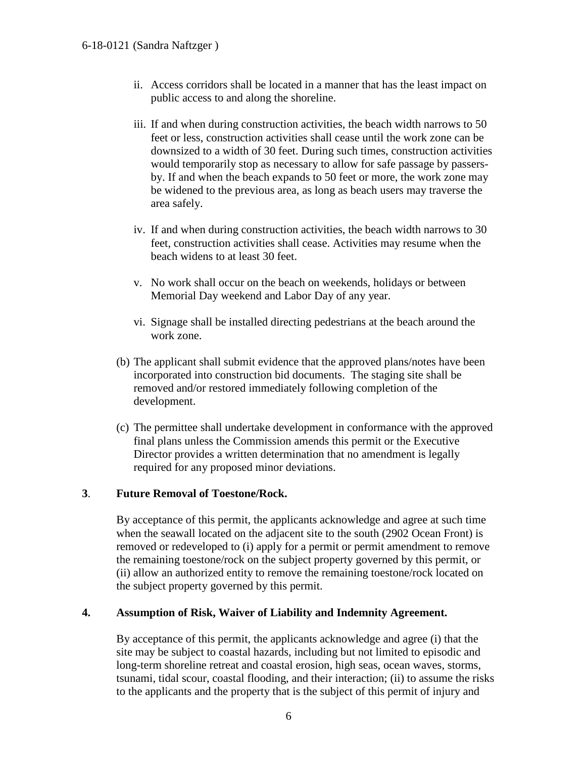ii. Access corridors shall be located in a manner that has the least impact on public access to and along the shoreline.

iii. If and when during construction activities, the beach width narrows to 50 feet or less, construction activities shall cease until the work zone can be downsized to a width of 30 feet. During such times, construction activities would temporarily stop as necessary to allow for safe passage by passers-by. If and when the beach expands to 50 feet or more, the work zone may be widened to the previous area, as long as beach users may traverse the area safely.

iv. If and when during construction activities, the beach width narrows to 30 feet, construction activities shall cease. Activities may resume when the beach widens to at least 30 feet.

v. No work shall occur on the beach on weekends, holidays or between Memorial Day weekend and Labor Day of any year.

vi. Signage shall be installed directing pedestrians at the beach around the work zone.

(b) The applicant shall submit evidence that the approved plans/notes have been incorporated into construction bid documents. The staging site shall be removed and/or restored immediately following completion of the development.

(c) The permittee shall undertake development in conformance with the approved final plans unless the Commission amends this permit or the Executive Director provides a written determination that no amendment is legally required for any proposed minor deviations.

**3**. **Future Removal of Toestone/Rock.**

By acceptance of this permit, the applicants acknowledge and agree at such time when the seawall located on the adjacent site to the south (2902 Ocean Front) is removed or redeveloped to (i) apply for a permit or permit amendment to remove the remaining toestone/rock on the subject property governed by this permit, or (ii) allow an authorized entity to remove the remaining toestone/rock located on the subject property governed by this permit.

**4. Assumption of Risk, Waiver of Liability and Indemnity Agreement.**

By acceptance of this permit, the applicants acknowledge and agree (i) that the site may be subject to coastal hazards, including but not limited to episodic and long-term shoreline retreat and coastal erosion, high seas, ocean waves, storms, tsunami, tidal scour, coastal flooding, and their interaction; (ii) to assume the risks to the applicants and the property that is the subject of this permit of injury and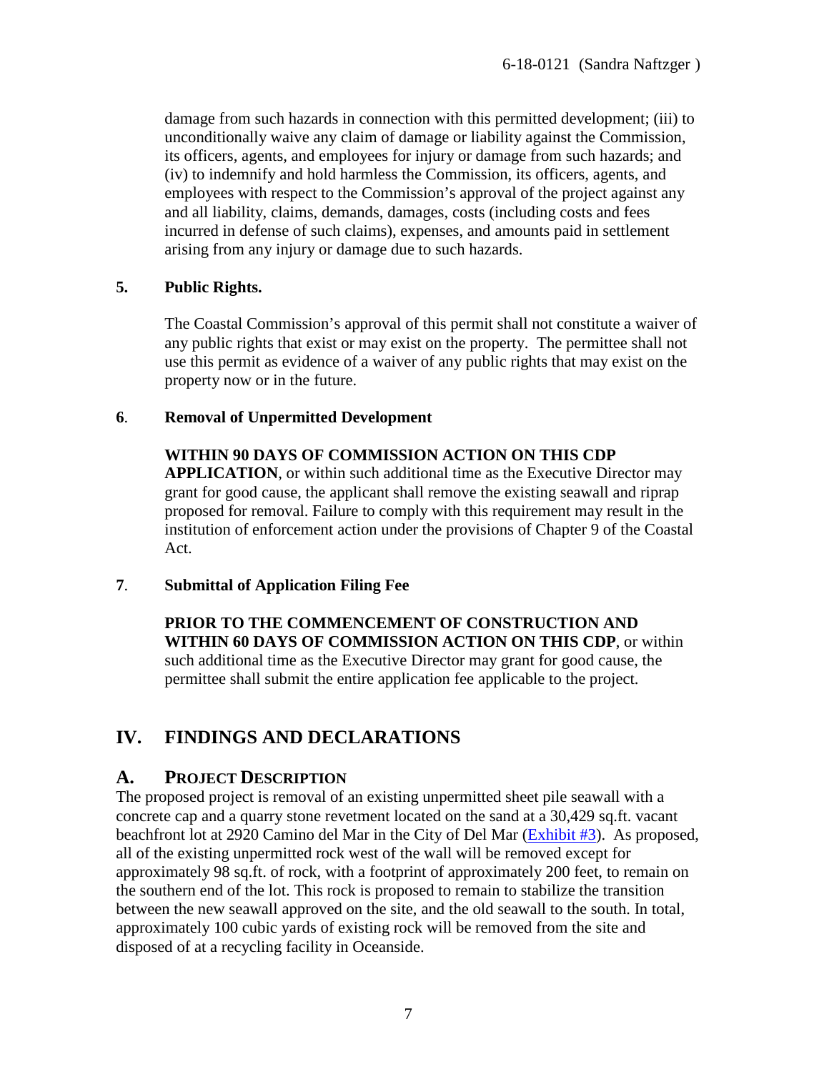damage from such hazards in connection with this permitted development; (iii) to unconditionally waive any claim of damage or liability against the Commission, its officers, agents, and employees for injury or damage from such hazards; and (iv) to indemnify and hold harmless the Commission, its officers, agents, and employees with respect to the Commission's approval of the project against any and all liability, claims, demands, damages, costs (including costs and fees incurred in defense of such claims), expenses, and amounts paid in settlement arising from any injury or damage due to such hazards.

**5. Public Rights.**

The Coastal Commission's approval of this permit shall not constitute a waiver of any public rights that exist or may exist on the property. The permittee shall not use this permit as evidence of a waiver of any public rights that may exist on the property now or in the future.

**6. Removal of Unpermitted Development**

**WITHIN 90 DAYS OF COMMISSION ACTION ON THIS CDP APPLICATION**, or within such additional time as the Executive Director may grant for good cause, the applicant shall remove the existing seawall and riprap proposed for removal. Failure to comply with this requirement may result in the institution of enforcement action under the provisions of Chapter 9 of the Coastal Act.

**7. Submittal of Application Filing Fee**

**PRIOR TO THE COMMENCEMENT OF CONSTRUCTION AND WITHIN 60 DAYS OF COMMISSION ACTION ON THIS CDP**, or within such additional time as the Executive Director may grant for good cause, the permittee shall submit the entire application fee applicable to the project.

# IV. FINDINGS AND DECLARATIONS

## A. PROJECT DESCRIPTION

The proposed project is removal of an existing unpermitted sheet pile seawall with a concrete cap and a quarry stone revetment located on the sand at a 30,429 sq.ft. vacant beachfront lot at 2920 Camino del Mar in the City of Del Mar (Exhibit #3). As proposed, all of the existing unpermitted rock west of the wall will be removed except for approximately 98 sq.ft. of rock, with a footprint of approximately 200 feet, to remain on the southern end of the lot. This rock is proposed to remain to stabilize the transition between the new seawall approved on the site, and the old seawall to the south. In total, approximately 100 cubic yards of existing rock will be removed from the site and disposed of at a recycling facility in Oceanside.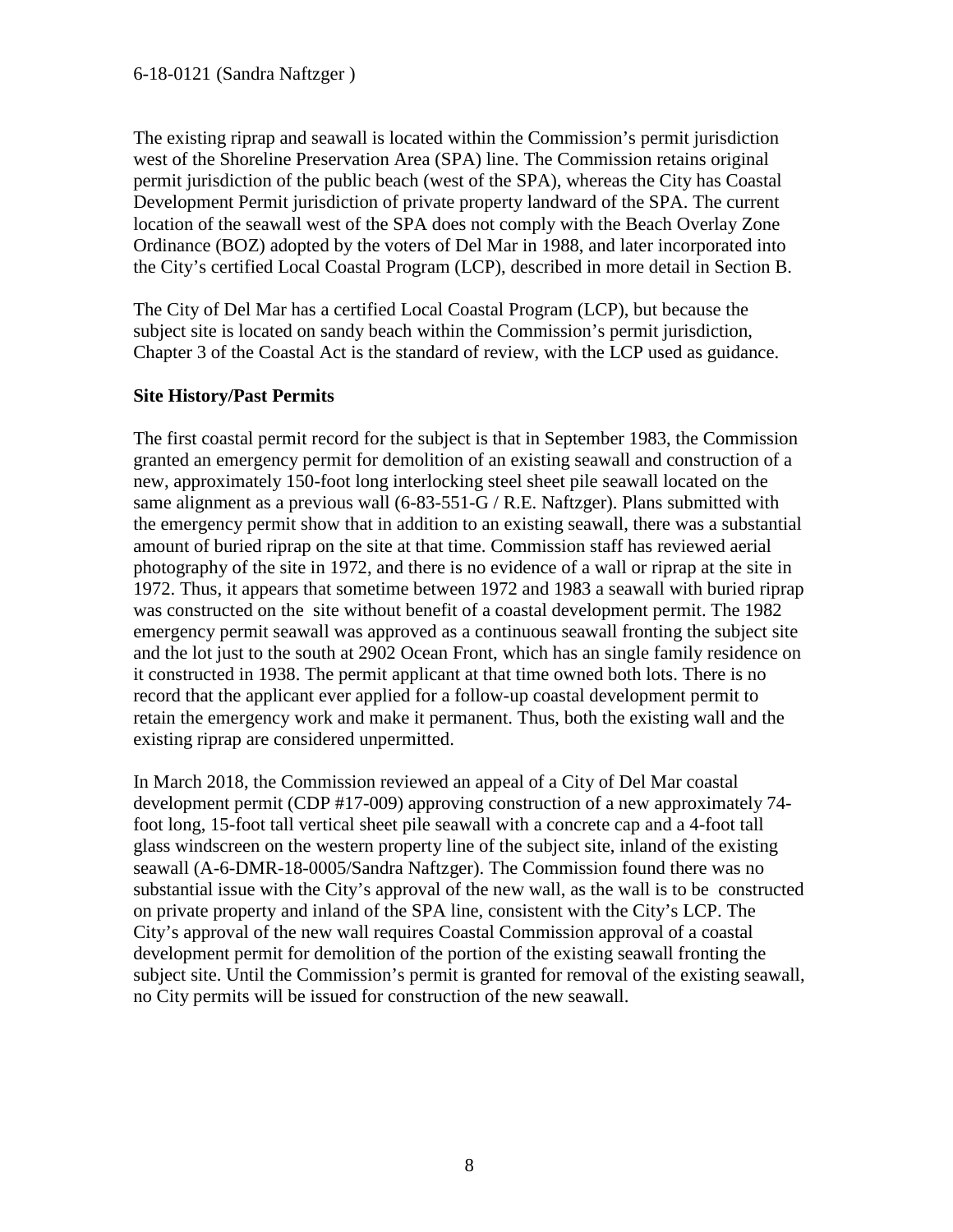The existing riprap and seawall is located within the Commission's permit jurisdiction west of the Shoreline Preservation Area (SPA) line. The Commission retains original permit jurisdiction of the public beach (west of the SPA), whereas the City has Coastal Development Permit jurisdiction of private property landward of the SPA. The current location of the seawall west of the SPA does not comply with the Beach Overlay Zone Ordinance (BOZ) adopted by the voters of Del Mar in 1988, and later incorporated into the City's certified Local Coastal Program (LCP), described in more detail in Section B.

The City of Del Mar has a certified Local Coastal Program (LCP), but because the subject site is located on sandy beach within the Commission's permit jurisdiction, Chapter 3 of the Coastal Act is the standard of review, with the LCP used as guidance.

**Site History/Past Permits**

The first coastal permit record for the subject is that in September 1983, the Commission granted an emergency permit for demolition of an existing seawall and construction of a new, approximately 150-foot long interlocking steel sheet pile seawall located on the same alignment as a previous wall (6-83-551-G / R.E. Naftzger). Plans submitted with the emergency permit show that in addition to an existing seawall, there was a substantial amount of buried riprap on the site at that time. Commission staff has reviewed aerial photography of the site in 1972, and there is no evidence of a wall or riprap at the site in 1972. Thus, it appears that sometime between 1972 and 1983 a seawall with buried riprap was constructed on the site without benefit of a coastal development permit. The 1982 emergency permit seawall was approved as a continuous seawall fronting the subject site and the lot just to the south at 2902 Ocean Front, which has an single family residence on it constructed in 1938. The permit applicant at that time owned both lots. There is no record that the applicant ever applied for a follow-up coastal development permit to retain the emergency work and make it permanent. Thus, both the existing wall and the existing riprap are considered unpermitted.

In March 2018, the Commission reviewed an appeal of a City of Del Mar coastal development permit (CDP #17-009) approving construction of a new approximately 74-foot long, 15-foot tall vertical sheet pile seawall with a concrete cap and a 4-foot tall glass windscreen on the western property line of the subject site, inland of the existing seawall (A-6-DMR-18-0005/Sandra Naftzger). The Commission found there was no substantial issue with the City's approval of the new wall, as the wall is to be constructed on private property and inland of the SPA line, consistent with the City's LCP. The City's approval of the new wall requires Coastal Commission approval of a coastal development permit for demolition of the portion of the existing seawall fronting the subject site. Until the Commission's permit is granted for removal of the existing seawall, no City permits will be issued for construction of the new seawall.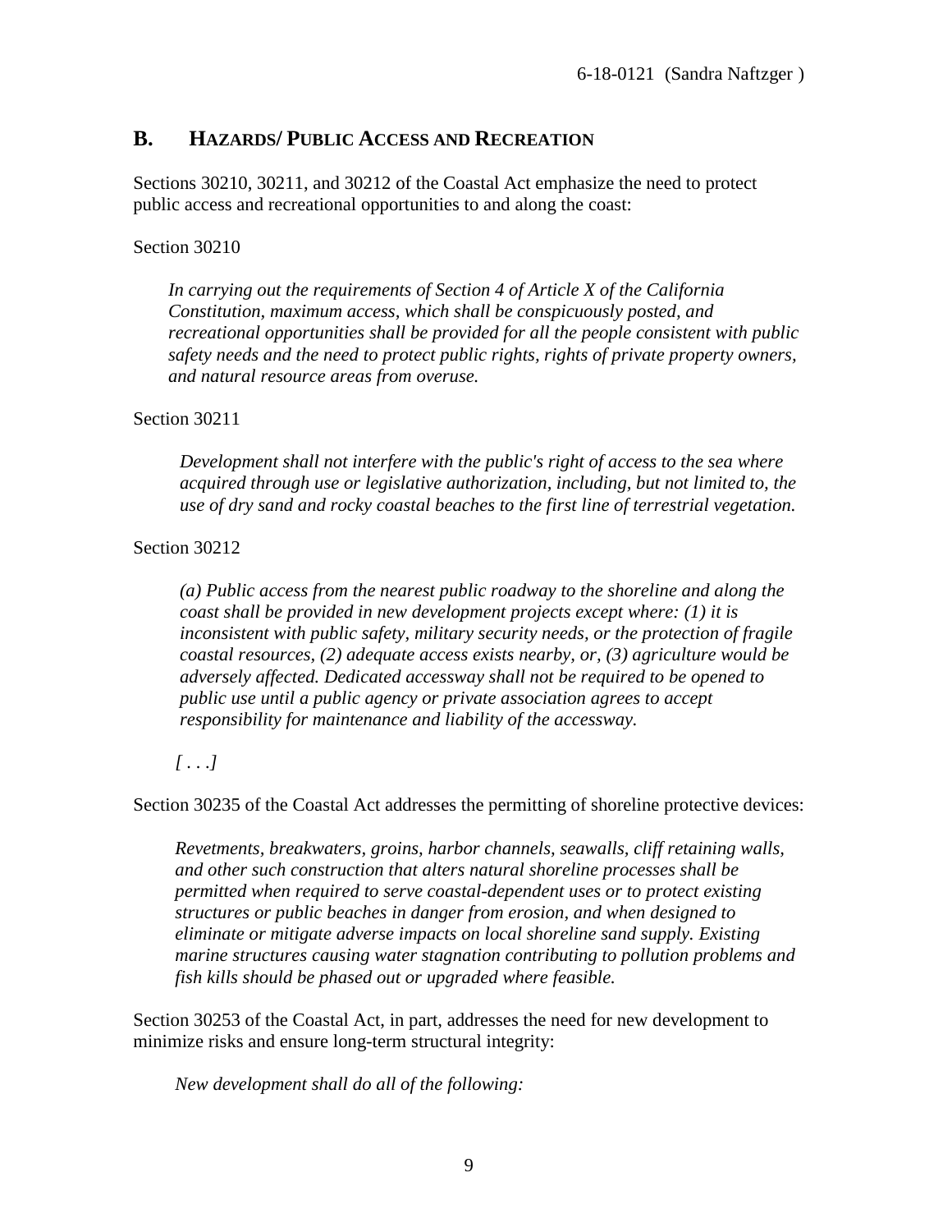## B. HAZARDS/ PUBLIC ACCESS AND RECREATION

Sections 30210, 30211, and 30212 of the Coastal Act emphasize the need to protect public access and recreational opportunities to and along the coast:

Section 30210

> *In carrying out the requirements of Section 4 of Article X of the California Constitution, maximum access, which shall be conspicuously posted, and recreational opportunities shall be provided for all the people consistent with public safety needs and the need to protect public rights, rights of private property owners, and natural resource areas from overuse.*

Section 30211

> *Development shall not interfere with the public's right of access to the sea where acquired through use or legislative authorization, including, but not limited to, the use of dry sand and rocky coastal beaches to the first line of terrestrial vegetation.*

Section 30212

> *(a) Public access from the nearest public roadway to the shoreline and along the coast shall be provided in new development projects except where: (1) it is inconsistent with public safety, military security needs, or the protection of fragile coastal resources, (2) adequate access exists nearby, or, (3) agriculture would be adversely affected. Dedicated accessway shall not be required to be opened to public use until a public agency or private association agrees to accept responsibility for maintenance and liability of the accessway.*
>
> *[ . . .]*

Section 30235 of the Coastal Act addresses the permitting of shoreline protective devices:

> *Revetments, breakwaters, groins, harbor channels, seawalls, cliff retaining walls, and other such construction that alters natural shoreline processes shall be permitted when required to serve coastal-dependent uses or to protect existing structures or public beaches in danger from erosion, and when designed to eliminate or mitigate adverse impacts on local shoreline sand supply. Existing marine structures causing water stagnation contributing to pollution problems and fish kills should be phased out or upgraded where feasible.*

Section 30253 of the Coastal Act, in part, addresses the need for new development to minimize risks and ensure long-term structural integrity:

> *New development shall do all of the following:*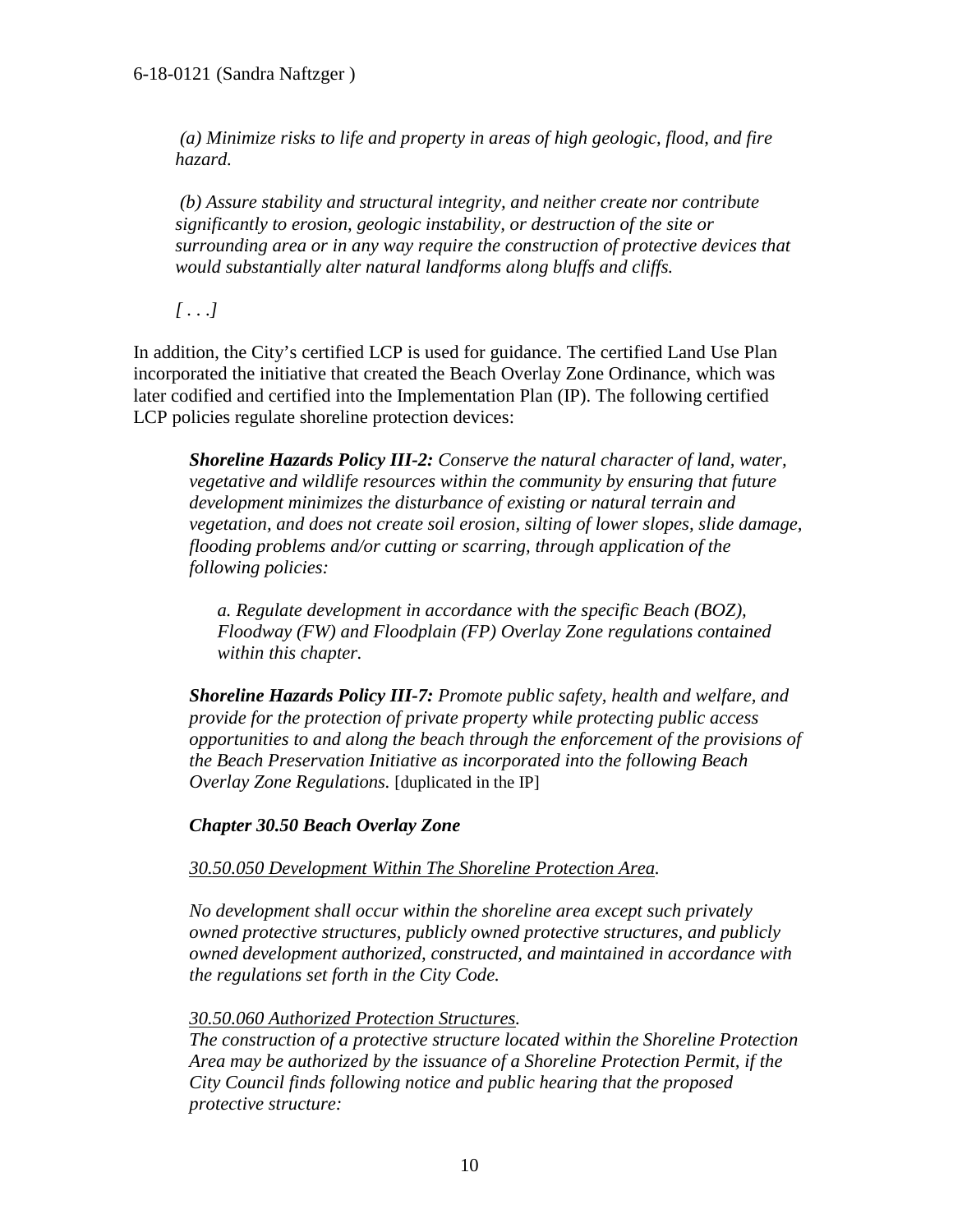*(a) Minimize risks to life and property in areas of high geologic, flood, and fire hazard.*

*(b) Assure stability and structural integrity, and neither create nor contribute significantly to erosion, geologic instability, or destruction of the site or surrounding area or in any way require the construction of protective devices that would substantially alter natural landforms along bluffs and cliffs.*

*[ . . .]*

In addition, the City's certified LCP is used for guidance. The certified Land Use Plan incorporated the initiative that created the Beach Overlay Zone Ordinance, which was later codified and certified into the Implementation Plan (IP). The following certified LCP policies regulate shoreline protection devices:

> ***Shoreline Hazards Policy III-2:*** *Conserve the natural character of land, water, vegetative and wildlife resources within the community by ensuring that future development minimizes the disturbance of existing or natural terrain and vegetation, and does not create soil erosion, silting of lower slopes, slide damage, flooding problems and/or cutting or scarring, through application of the following policies:*
>
> > *a. Regulate development in accordance with the specific Beach (BOZ), Floodway (FW) and Floodplain (FP) Overlay Zone regulations contained within this chapter.*
>
> ***Shoreline Hazards Policy III-7:*** *Promote public safety, health and welfare, and provide for the protection of private property while protecting public access opportunities to and along the beach through the enforcement of the provisions of the Beach Preservation Initiative as incorporated into the following Beach Overlay Zone Regulations.* [duplicated in the IP]
>
> ***Chapter 30.50 Beach Overlay Zone***
>
> <u>*30.50.050 Development Within The Shoreline Protection Area.*</u>
>
> *No development shall occur within the shoreline area except such privately owned protective structures, publicly owned protective structures, and publicly owned development authorized, constructed, and maintained in accordance with the regulations set forth in the City Code.*
>
> <u>*30.50.060 Authorized Protection Structures.*</u>
> *The construction of a protective structure located within the Shoreline Protection Area may be authorized by the issuance of a Shoreline Protection Permit, if the City Council finds following notice and public hearing that the proposed protective structure:*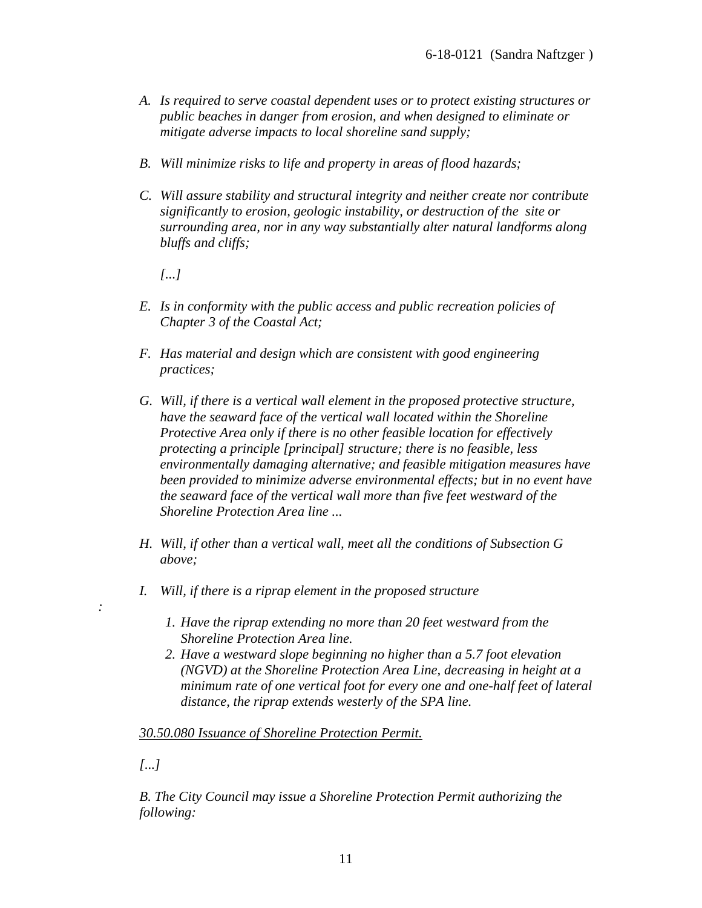*A. Is required to serve coastal dependent uses or to protect existing structures or public beaches in danger from erosion, and when designed to eliminate or mitigate adverse impacts to local shoreline sand supply;*

*B. Will minimize risks to life and property in areas of flood hazards;*

*C. Will assure stability and structural integrity and neither create nor contribute significantly to erosion, geologic instability, or destruction of the site or surrounding area, nor in any way substantially alter natural landforms along bluffs and cliffs;*

*[...]*

*E. Is in conformity with the public access and public recreation policies of Chapter 3 of the Coastal Act;*

*F. Has material and design which are consistent with good engineering practices;*

*G. Will, if there is a vertical wall element in the proposed protective structure, have the seaward face of the vertical wall located within the Shoreline Protective Area only if there is no other feasible location for effectively protecting a principle [principal] structure; there is no feasible, less environmentally damaging alternative; and feasible mitigation measures have been provided to minimize adverse environmental effects; but in no event have the seaward face of the vertical wall more than five feet westward of the Shoreline Protection Area line ...*

*H. Will, if other than a vertical wall, meet all the conditions of Subsection G above;*

*I. Will, if there is a riprap element in the proposed structure*

*:*

*1. Have the riprap extending no more than 20 feet westward from the Shoreline Protection Area line.*
*2. Have a westward slope beginning no higher than a 5.7 foot elevation (NGVD) at the Shoreline Protection Area Line, decreasing in height at a minimum rate of one vertical foot for every one and one-half feet of lateral distance, the riprap extends westerly of the SPA line.*

*30.50.080 Issuance of Shoreline Protection Permit.*

*[...]*

*B. The City Council may issue a Shoreline Protection Permit authorizing the following:*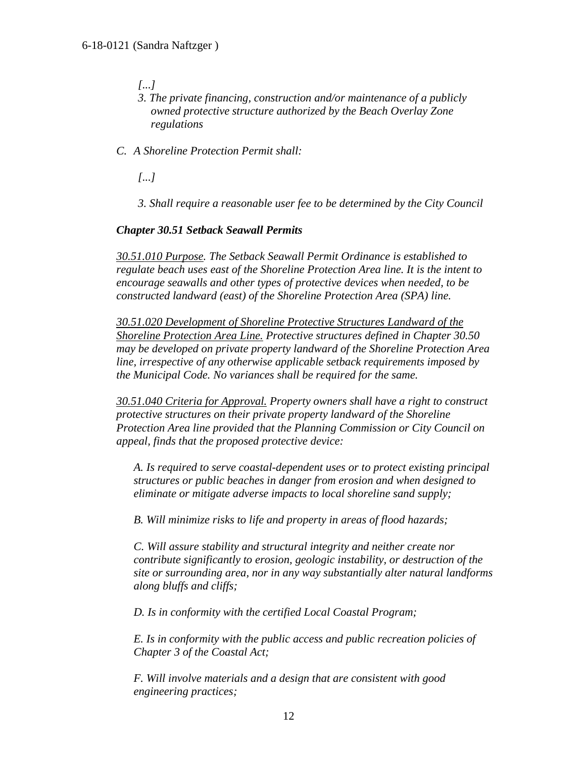*[...]*

*3. The private financing, construction and/or maintenance of a publicly owned protective structure authorized by the Beach Overlay Zone regulations*

*C. A Shoreline Protection Permit shall:*

*[...]*

*3. Shall require a reasonable user fee to be determined by the City Council*

***Chapter 30.51 Setback Seawall Permits***

*30.51.010 Purpose. The Setback Seawall Permit Ordinance is established to regulate beach uses east of the Shoreline Protection Area line. It is the intent to encourage seawalls and other types of protective devices when needed, to be constructed landward (east) of the Shoreline Protection Area (SPA) line.*

*30.51.020 Development of Shoreline Protective Structures Landward of the Shoreline Protection Area Line. Protective structures defined in Chapter 30.50 may be developed on private property landward of the Shoreline Protection Area line, irrespective of any otherwise applicable setback requirements imposed by the Municipal Code. No variances shall be required for the same.*

*30.51.040 Criteria for Approval. Property owners shall have a right to construct protective structures on their private property landward of the Shoreline Protection Area line provided that the Planning Commission or City Council on appeal, finds that the proposed protective device:*

*A. Is required to serve coastal-dependent uses or to protect existing principal structures or public beaches in danger from erosion and when designed to eliminate or mitigate adverse impacts to local shoreline sand supply;*

*B. Will minimize risks to life and property in areas of flood hazards;*

*C. Will assure stability and structural integrity and neither create nor contribute significantly to erosion, geologic instability, or destruction of the site or surrounding area, nor in any way substantially alter natural landforms along bluffs and cliffs;*

*D. Is in conformity with the certified Local Coastal Program;*

*E. Is in conformity with the public access and public recreation policies of Chapter 3 of the Coastal Act;*

*F. Will involve materials and a design that are consistent with good engineering practices;*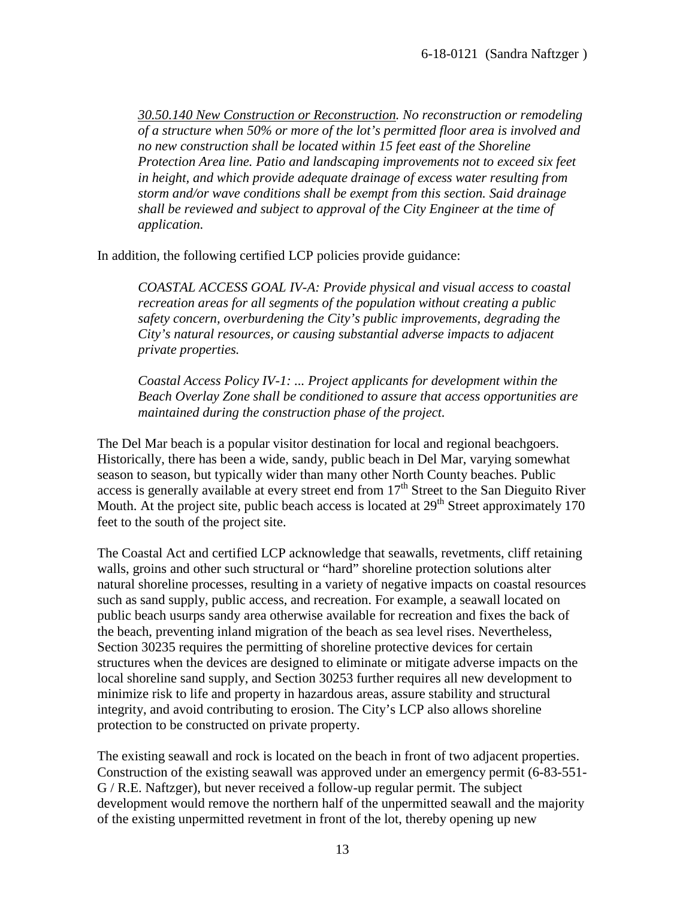*<u>30.50.140 New Construction or Reconstruction</u>. No reconstruction or remodeling of a structure when 50% or more of the lot's permitted floor area is involved and no new construction shall be located within 15 feet east of the Shoreline Protection Area line. Patio and landscaping improvements not to exceed six feet in height, and which provide adequate drainage of excess water resulting from storm and/or wave conditions shall be exempt from this section. Said drainage shall be reviewed and subject to approval of the City Engineer at the time of application.*

In addition, the following certified LCP policies provide guidance:

*COASTAL ACCESS GOAL IV-A: Provide physical and visual access to coastal recreation areas for all segments of the population without creating a public safety concern, overburdening the City's public improvements, degrading the City's natural resources, or causing substantial adverse impacts to adjacent private properties.*

*Coastal Access Policy IV-1: ... Project applicants for development within the Beach Overlay Zone shall be conditioned to assure that access opportunities are maintained during the construction phase of the project.*

The Del Mar beach is a popular visitor destination for local and regional beachgoers. Historically, there has been a wide, sandy, public beach in Del Mar, varying somewhat season to season, but typically wider than many other North County beaches. Public access is generally available at every street end from 17th Street to the San Dieguito River Mouth. At the project site, public beach access is located at 29th Street approximately 170 feet to the south of the project site.

The Coastal Act and certified LCP acknowledge that seawalls, revetments, cliff retaining walls, groins and other such structural or "hard" shoreline protection solutions alter natural shoreline processes, resulting in a variety of negative impacts on coastal resources such as sand supply, public access, and recreation. For example, a seawall located on public beach usurps sandy area otherwise available for recreation and fixes the back of the beach, preventing inland migration of the beach as sea level rises. Nevertheless, Section 30235 requires the permitting of shoreline protective devices for certain structures when the devices are designed to eliminate or mitigate adverse impacts on the local shoreline sand supply, and Section 30253 further requires all new development to minimize risk to life and property in hazardous areas, assure stability and structural integrity, and avoid contributing to erosion. The City's LCP also allows shoreline protection to be constructed on private property.

The existing seawall and rock is located on the beach in front of two adjacent properties. Construction of the existing seawall was approved under an emergency permit (6-83-551-G / R.E. Naftzger), but never received a follow-up regular permit. The subject development would remove the northern half of the unpermitted seawall and the majority of the existing unpermitted revetment in front of the lot, thereby opening up new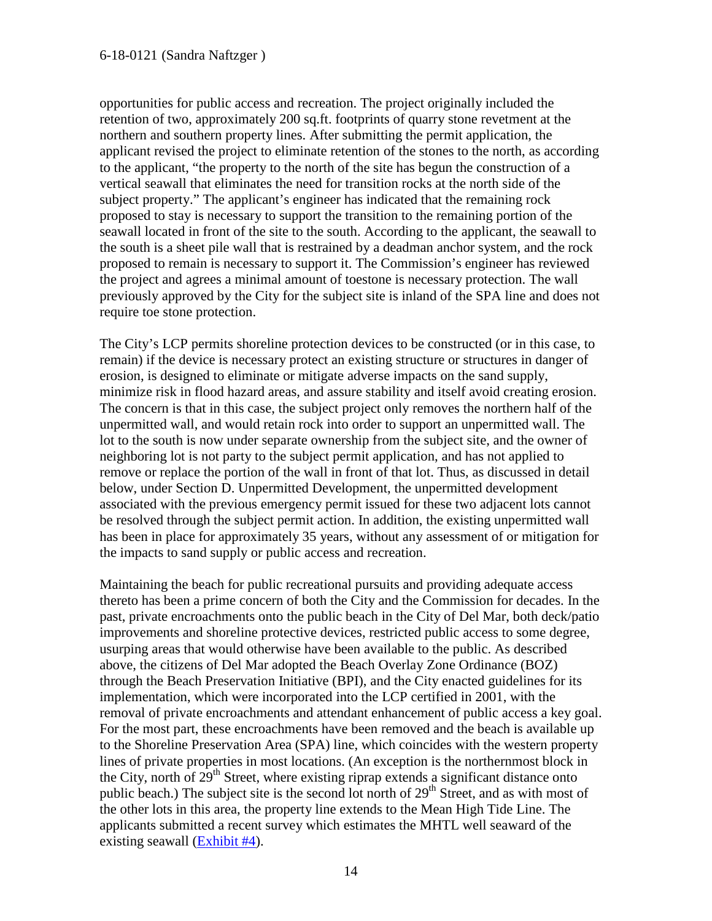opportunities for public access and recreation. The project originally included the retention of two, approximately 200 sq.ft. footprints of quarry stone revetment at the northern and southern property lines. After submitting the permit application, the applicant revised the project to eliminate retention of the stones to the north, as according to the applicant, "the property to the north of the site has begun the construction of a vertical seawall that eliminates the need for transition rocks at the north side of the subject property." The applicant's engineer has indicated that the remaining rock proposed to stay is necessary to support the transition to the remaining portion of the seawall located in front of the site to the south. According to the applicant, the seawall to the south is a sheet pile wall that is restrained by a deadman anchor system, and the rock proposed to remain is necessary to support it. The Commission's engineer has reviewed the project and agrees a minimal amount of toestone is necessary protection. The wall previously approved by the City for the subject site is inland of the SPA line and does not require toe stone protection.

The City's LCP permits shoreline protection devices to be constructed (or in this case, to remain) if the device is necessary protect an existing structure or structures in danger of erosion, is designed to eliminate or mitigate adverse impacts on the sand supply, minimize risk in flood hazard areas, and assure stability and itself avoid creating erosion. The concern is that in this case, the subject project only removes the northern half of the unpermitted wall, and would retain rock into order to support an unpermitted wall. The lot to the south is now under separate ownership from the subject site, and the owner of neighboring lot is not party to the subject permit application, and has not applied to remove or replace the portion of the wall in front of that lot. Thus, as discussed in detail below, under Section D. Unpermitted Development, the unpermitted development associated with the previous emergency permit issued for these two adjacent lots cannot be resolved through the subject permit action. In addition, the existing unpermitted wall has been in place for approximately 35 years, without any assessment of or mitigation for the impacts to sand supply or public access and recreation.

Maintaining the beach for public recreational pursuits and providing adequate access thereto has been a prime concern of both the City and the Commission for decades. In the past, private encroachments onto the public beach in the City of Del Mar, both deck/patio improvements and shoreline protective devices, restricted public access to some degree, usurping areas that would otherwise have been available to the public. As described above, the citizens of Del Mar adopted the Beach Overlay Zone Ordinance (BOZ) through the Beach Preservation Initiative (BPI), and the City enacted guidelines for its implementation, which were incorporated into the LCP certified in 2001, with the removal of private encroachments and attendant enhancement of public access a key goal. For the most part, these encroachments have been removed and the beach is available up to the Shoreline Preservation Area (SPA) line, which coincides with the western property lines of private properties in most locations. (An exception is the northernmost block in the City, north of 29th Street, where existing riprap extends a significant distance onto public beach.) The subject site is the second lot north of 29th Street, and as with most of the other lots in this area, the property line extends to the Mean High Tide Line. The applicants submitted a recent survey which estimates the MHTL well seaward of the existing seawall (Exhibit #4).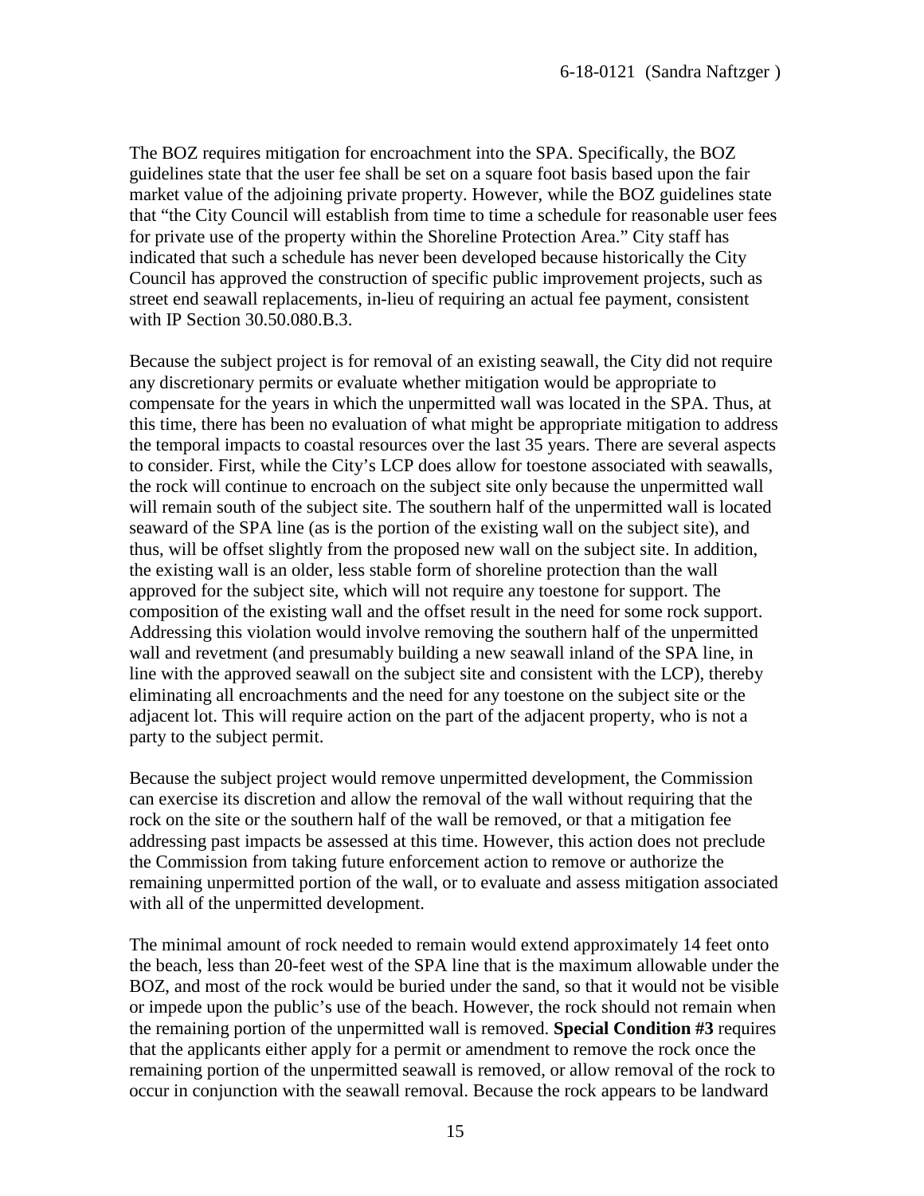The BOZ requires mitigation for encroachment into the SPA. Specifically, the BOZ guidelines state that the user fee shall be set on a square foot basis based upon the fair market value of the adjoining private property. However, while the BOZ guidelines state that "the City Council will establish from time to time a schedule for reasonable user fees for private use of the property within the Shoreline Protection Area." City staff has indicated that such a schedule has never been developed because historically the City Council has approved the construction of specific public improvement projects, such as street end seawall replacements, in-lieu of requiring an actual fee payment, consistent with IP Section 30.50.080.B.3.

Because the subject project is for removal of an existing seawall, the City did not require any discretionary permits or evaluate whether mitigation would be appropriate to compensate for the years in which the unpermitted wall was located in the SPA. Thus, at this time, there has been no evaluation of what might be appropriate mitigation to address the temporal impacts to coastal resources over the last 35 years. There are several aspects to consider. First, while the City's LCP does allow for toestone associated with seawalls, the rock will continue to encroach on the subject site only because the unpermitted wall will remain south of the subject site. The southern half of the unpermitted wall is located seaward of the SPA line (as is the portion of the existing wall on the subject site), and thus, will be offset slightly from the proposed new wall on the subject site. In addition, the existing wall is an older, less stable form of shoreline protection than the wall approved for the subject site, which will not require any toestone for support. The composition of the existing wall and the offset result in the need for some rock support. Addressing this violation would involve removing the southern half of the unpermitted wall and revetment (and presumably building a new seawall inland of the SPA line, in line with the approved seawall on the subject site and consistent with the LCP), thereby eliminating all encroachments and the need for any toestone on the subject site or the adjacent lot. This will require action on the part of the adjacent property, who is not a party to the subject permit.

Because the subject project would remove unpermitted development, the Commission can exercise its discretion and allow the removal of the wall without requiring that the rock on the site or the southern half of the wall be removed, or that a mitigation fee addressing past impacts be assessed at this time. However, this action does not preclude the Commission from taking future enforcement action to remove or authorize the remaining unpermitted portion of the wall, or to evaluate and assess mitigation associated with all of the unpermitted development.

The minimal amount of rock needed to remain would extend approximately 14 feet onto the beach, less than 20-feet west of the SPA line that is the maximum allowable under the BOZ, and most of the rock would be buried under the sand, so that it would not be visible or impede upon the public's use of the beach. However, the rock should not remain when the remaining portion of the unpermitted wall is removed. **Special Condition #3** requires that the applicants either apply for a permit or amendment to remove the rock once the remaining portion of the unpermitted seawall is removed, or allow removal of the rock to occur in conjunction with the seawall removal. Because the rock appears to be landward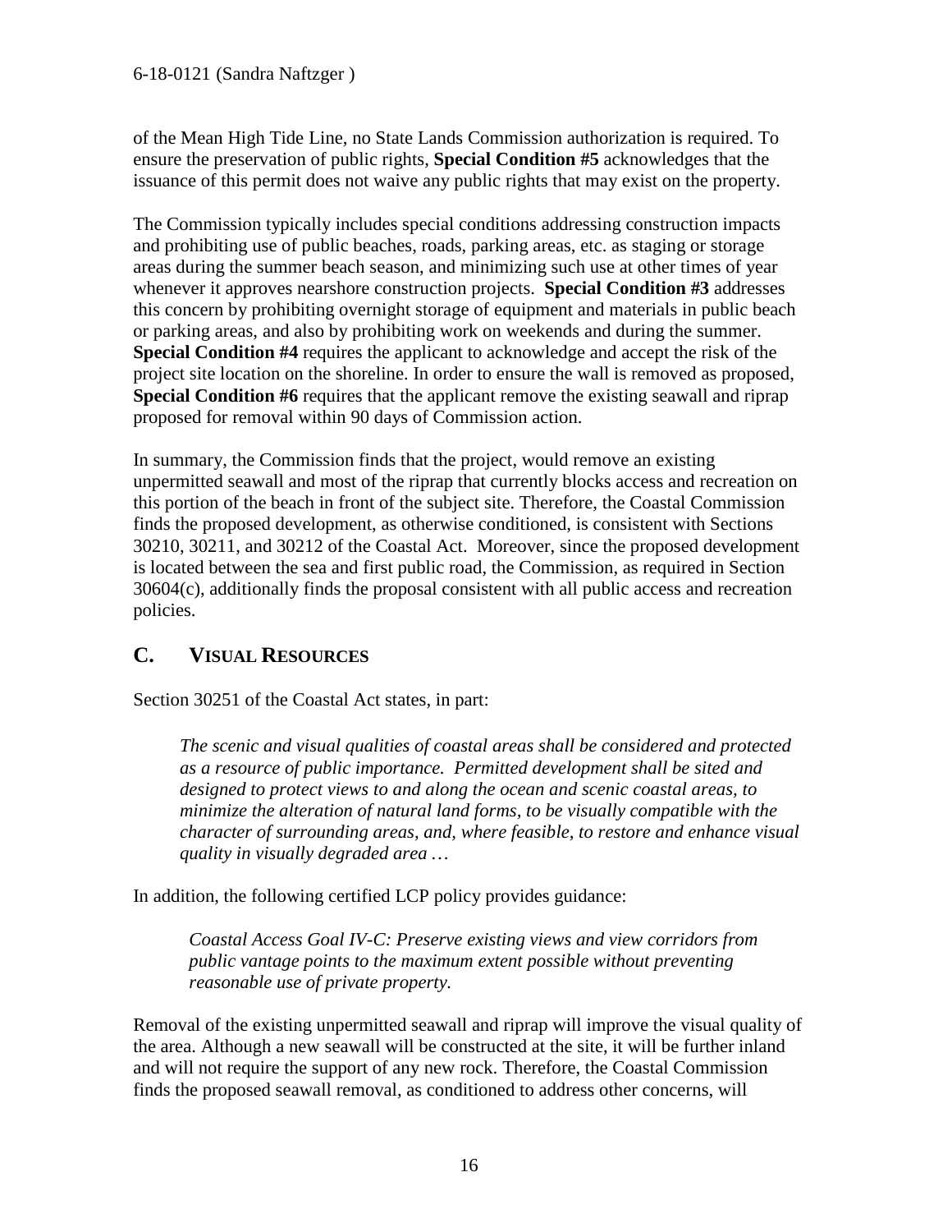of the Mean High Tide Line, no State Lands Commission authorization is required. To ensure the preservation of public rights, **Special Condition #5** acknowledges that the issuance of this permit does not waive any public rights that may exist on the property.

The Commission typically includes special conditions addressing construction impacts and prohibiting use of public beaches, roads, parking areas, etc. as staging or storage areas during the summer beach season, and minimizing such use at other times of year whenever it approves nearshore construction projects. **Special Condition #3** addresses this concern by prohibiting overnight storage of equipment and materials in public beach or parking areas, and also by prohibiting work on weekends and during the summer. **Special Condition #4** requires the applicant to acknowledge and accept the risk of the project site location on the shoreline. In order to ensure the wall is removed as proposed, **Special Condition #6** requires that the applicant remove the existing seawall and riprap proposed for removal within 90 days of Commission action.

In summary, the Commission finds that the project, would remove an existing unpermitted seawall and most of the riprap that currently blocks access and recreation on this portion of the beach in front of the subject site. Therefore, the Coastal Commission finds the proposed development, as otherwise conditioned, is consistent with Sections 30210, 30211, and 30212 of the Coastal Act. Moreover, since the proposed development is located between the sea and first public road, the Commission, as required in Section 30604(c), additionally finds the proposal consistent with all public access and recreation policies.

## C. VISUAL RESOURCES

Section 30251 of the Coastal Act states, in part:

> *The scenic and visual qualities of coastal areas shall be considered and protected as a resource of public importance. Permitted development shall be sited and designed to protect views to and along the ocean and scenic coastal areas, to minimize the alteration of natural land forms, to be visually compatible with the character of surrounding areas, and, where feasible, to restore and enhance visual quality in visually degraded area …*

In addition, the following certified LCP policy provides guidance:

> *Coastal Access Goal IV-C: Preserve existing views and view corridors from public vantage points to the maximum extent possible without preventing reasonable use of private property.*

Removal of the existing unpermitted seawall and riprap will improve the visual quality of the area. Although a new seawall will be constructed at the site, it will be further inland and will not require the support of any new rock. Therefore, the Coastal Commission finds the proposed seawall removal, as conditioned to address other concerns, will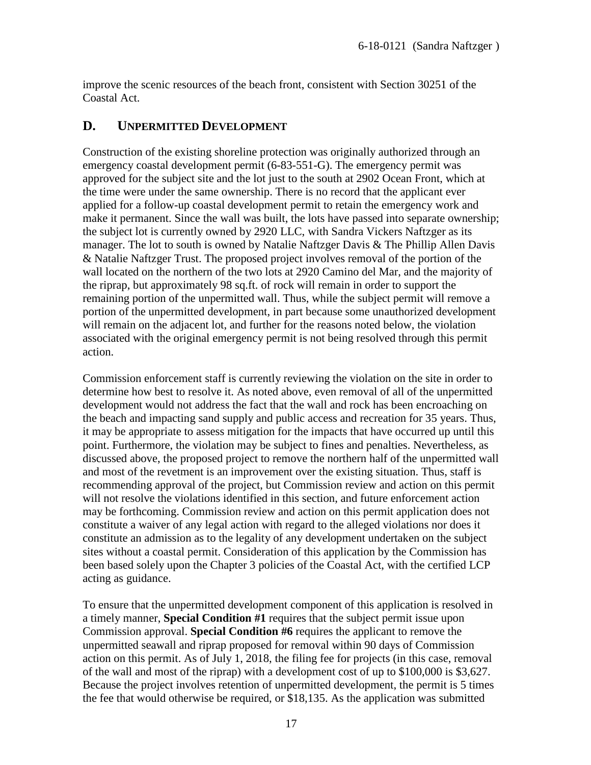improve the scenic resources of the beach front, consistent with Section 30251 of the Coastal Act.

## D. UNPERMITTED DEVELOPMENT

Construction of the existing shoreline protection was originally authorized through an emergency coastal development permit (6-83-551-G). The emergency permit was approved for the subject site and the lot just to the south at 2902 Ocean Front, which at the time were under the same ownership. There is no record that the applicant ever applied for a follow-up coastal development permit to retain the emergency work and make it permanent. Since the wall was built, the lots have passed into separate ownership; the subject lot is currently owned by 2920 LLC, with Sandra Vickers Naftzger as its manager. The lot to south is owned by Natalie Naftzger Davis & The Phillip Allen Davis & Natalie Naftzger Trust. The proposed project involves removal of the portion of the wall located on the northern of the two lots at 2920 Camino del Mar, and the majority of the riprap, but approximately 98 sq.ft. of rock will remain in order to support the remaining portion of the unpermitted wall. Thus, while the subject permit will remove a portion of the unpermitted development, in part because some unauthorized development will remain on the adjacent lot, and further for the reasons noted below, the violation associated with the original emergency permit is not being resolved through this permit action.

Commission enforcement staff is currently reviewing the violation on the site in order to determine how best to resolve it. As noted above, even removal of all of the unpermitted development would not address the fact that the wall and rock has been encroaching on the beach and impacting sand supply and public access and recreation for 35 years. Thus, it may be appropriate to assess mitigation for the impacts that have occurred up until this point. Furthermore, the violation may be subject to fines and penalties. Nevertheless, as discussed above, the proposed project to remove the northern half of the unpermitted wall and most of the revetment is an improvement over the existing situation. Thus, staff is recommending approval of the project, but Commission review and action on this permit will not resolve the violations identified in this section, and future enforcement action may be forthcoming. Commission review and action on this permit application does not constitute a waiver of any legal action with regard to the alleged violations nor does it constitute an admission as to the legality of any development undertaken on the subject sites without a coastal permit. Consideration of this application by the Commission has been based solely upon the Chapter 3 policies of the Coastal Act, with the certified LCP acting as guidance.

To ensure that the unpermitted development component of this application is resolved in a timely manner, **Special Condition #1** requires that the subject permit issue upon Commission approval. **Special Condition #6** requires the applicant to remove the unpermitted seawall and riprap proposed for removal within 90 days of Commission action on this permit. As of July 1, 2018, the filing fee for projects (in this case, removal of the wall and most of the riprap) with a development cost of up to $100,000 is $3,627. Because the project involves retention of unpermitted development, the permit is 5 times the fee that would otherwise be required, or $18,135. As the application was submitted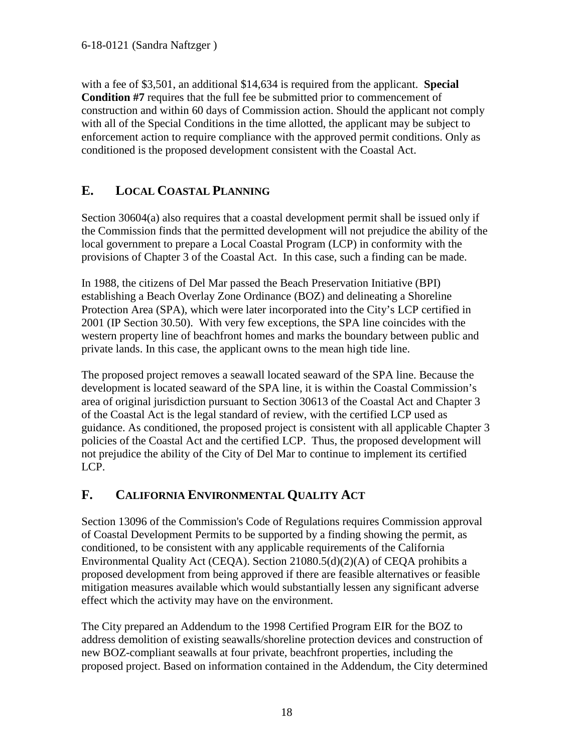with a fee of $3,501, an additional $14,634 is required from the applicant. **Special Condition #7** requires that the full fee be submitted prior to commencement of construction and within 60 days of Commission action. Should the applicant not comply with all of the Special Conditions in the time allotted, the applicant may be subject to enforcement action to require compliance with the approved permit conditions. Only as conditioned is the proposed development consistent with the Coastal Act.

## E. LOCAL COASTAL PLANNING

Section 30604(a) also requires that a coastal development permit shall be issued only if the Commission finds that the permitted development will not prejudice the ability of the local government to prepare a Local Coastal Program (LCP) in conformity with the provisions of Chapter 3 of the Coastal Act. In this case, such a finding can be made.

In 1988, the citizens of Del Mar passed the Beach Preservation Initiative (BPI) establishing a Beach Overlay Zone Ordinance (BOZ) and delineating a Shoreline Protection Area (SPA), which were later incorporated into the City's LCP certified in 2001 (IP Section 30.50). With very few exceptions, the SPA line coincides with the western property line of beachfront homes and marks the boundary between public and private lands. In this case, the applicant owns to the mean high tide line.

The proposed project removes a seawall located seaward of the SPA line. Because the development is located seaward of the SPA line, it is within the Coastal Commission's area of original jurisdiction pursuant to Section 30613 of the Coastal Act and Chapter 3 of the Coastal Act is the legal standard of review, with the certified LCP used as guidance. As conditioned, the proposed project is consistent with all applicable Chapter 3 policies of the Coastal Act and the certified LCP. Thus, the proposed development will not prejudice the ability of the City of Del Mar to continue to implement its certified LCP.

## F. CALIFORNIA ENVIRONMENTAL QUALITY ACT

Section 13096 of the Commission's Code of Regulations requires Commission approval of Coastal Development Permits to be supported by a finding showing the permit, as conditioned, to be consistent with any applicable requirements of the California Environmental Quality Act (CEQA). Section 21080.5(d)(2)(A) of CEQA prohibits a proposed development from being approved if there are feasible alternatives or feasible mitigation measures available which would substantially lessen any significant adverse effect which the activity may have on the environment.

The City prepared an Addendum to the 1998 Certified Program EIR for the BOZ to address demolition of existing seawalls/shoreline protection devices and construction of new BOZ-compliant seawalls at four private, beachfront properties, including the proposed project. Based on information contained in the Addendum, the City determined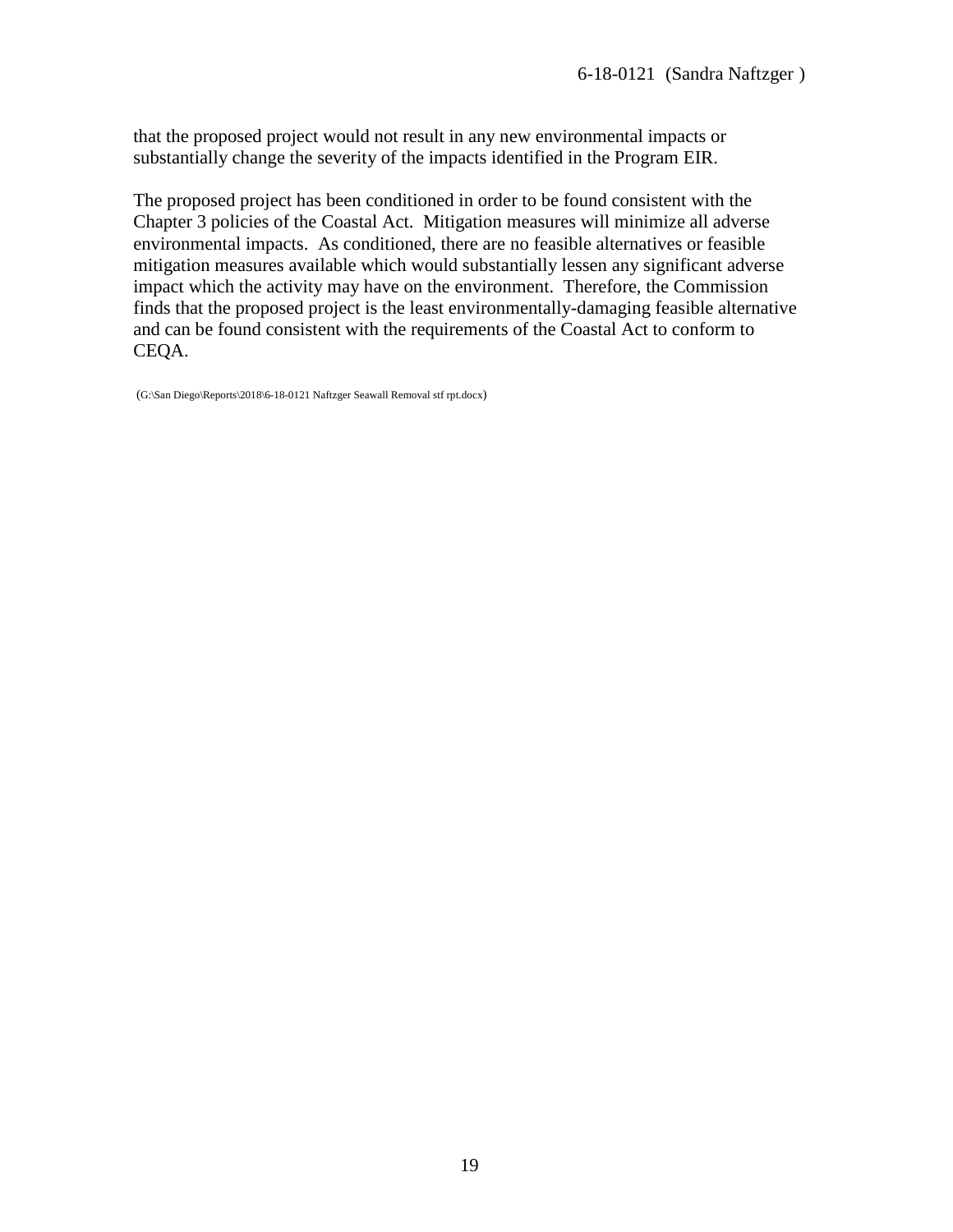that the proposed project would not result in any new environmental impacts or substantially change the severity of the impacts identified in the Program EIR.

The proposed project has been conditioned in order to be found consistent with the Chapter 3 policies of the Coastal Act. Mitigation measures will minimize all adverse environmental impacts. As conditioned, there are no feasible alternatives or feasible mitigation measures available which would substantially lessen any significant adverse impact which the activity may have on the environment. Therefore, the Commission finds that the proposed project is the least environmentally-damaging feasible alternative and can be found consistent with the requirements of the Coastal Act to conform to CEQA.

(G:\San Diego\Reports\2018\6-18-0121 Naftzger Seawall Removal stf rpt.docx)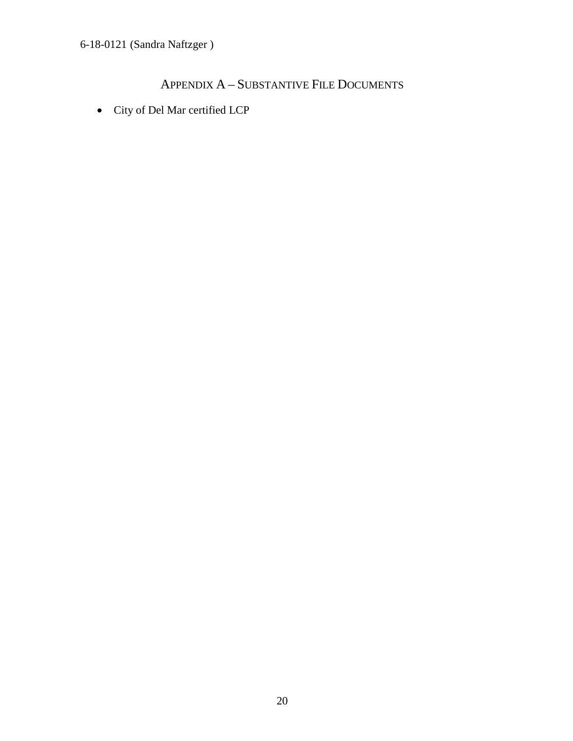## APPENDIX A – SUBSTANTIVE FILE DOCUMENTS

- City of Del Mar certified LCP